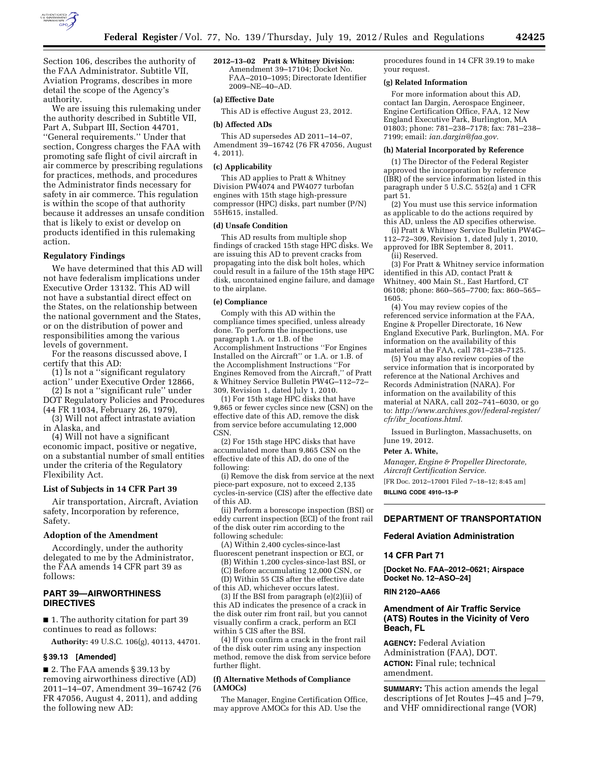Section 106, describes the authority of the FAA Administrator. Subtitle VII, Aviation Programs, describes in more detail the scope of the Agency's authority.

We are issuing this rulemaking under the authority described in Subtitle VII, Part A, Subpart III, Section 44701, "General requirements." Under that section, Congress charges the FAA with promoting safe flight of civil aircraft in air commerce by prescribing regulations for practices, methods, and procedures the Administrator finds necessary for safety in air commerce. This regulation is within the scope of that authority because it addresses an unsafe condition that is likely to exist or develop on products identified in this rulemaking action.

### Regulatory Findings

We have determined that this AD will not have federalism implications under Executive Order 13132. This AD will not have a substantial direct effect on the States, on the relationship between the national government and the States, or on the distribution of power and responsibilities among the various levels of government.

For the reasons discussed above, I certify that this AD:

(1) Is not a "significant regulatory action" under Executive Order 12866,

(2) Is not a "significant rule" under DOT Regulatory Policies and Procedures (44 FR 11034, February 26, 1979),

(3) Will not affect intrastate aviation in Alaska, and

(4) Will not have a significant economic impact, positive or negative, on a substantial number of small entities under the criteria of the Regulatory Flexibility Act.

### List of Subjects in 14 CFR Part 39

Air transportation, Aircraft, Aviation safety, Incorporation by reference, Safety.

### Adoption of the Amendment

Accordingly, under the authority delegated to me by the Administrator, the FAA amends 14 CFR part 39 as follows:

## PART 39—AIRWORTHINESS DIRECTIVES

■ 1. The authority citation for part 39 continues to read as follows:

**Authority:** 49 U.S.C. 106(g), 40113, 44701.

### § 39.13 [Amended]

■ 2. The FAA amends § 39.13 by removing airworthiness directive (AD) 2011–14–07, Amendment 39–16742 (76 FR 47056, August 4, 2011), and adding the following new AD:

**2012–13–02 Pratt & Whitney Division:** Amendment 39–17104; Docket No. FAA–2010–1095; Directorate Identifier 2009–NE–40–AD.

**(a) Effective Date**

This AD is effective August 23, 2012.

**(b) Affected ADs**

This AD supersedes AD 2011–14–07, Amendment 39–16742 (76 FR 47056, August 4, 2011).

**(c) Applicability**

This AD applies to Pratt & Whitney Division PW4074 and PW4077 turbofan engines with 15th stage high-pressure compressor (HPC) disks, part number (P/N) 55H615, installed.

**(d) Unsafe Condition**

This AD results from multiple shop findings of cracked 15th stage HPC disks. We are issuing this AD to prevent cracks from propagating into the disk bolt holes, which could result in a failure of the 15th stage HPC disk, uncontained engine failure, and damage to the airplane.

**(e) Compliance**

Comply with this AD within the compliance times specified, unless already done. To perform the inspections, use paragraph 1.A. or 1.B. of the Accomplishment Instructions "For Engines Installed on the Aircraft" or 1.A. or 1.B. of the Accomplishment Instructions "For Engines Removed from the Aircraft," of Pratt & Whitney Service Bulletin PW4G–112–72–309, Revision 1, dated July 1, 2010.

(1) For 15th stage HPC disks that have 9,865 or fewer cycles since new (CSN) on the effective date of this AD, remove the disk from service before accumulating 12,000 CSN.

(2) For 15th stage HPC disks that have accumulated more than 9,865 CSN on the effective date of this AD, do one of the following:

(i) Remove the disk from service at the next piece-part exposure, not to exceed 2,135 cycles-in-service (CIS) after the effective date of this AD.

(ii) Perform a borescope inspection (BSI) or eddy current inspection (ECI) of the front rail of the disk outer rim according to the following schedule:

(A) Within 2,400 cycles-since-last fluorescent penetrant inspection or ECI, or

(B) Within 1,200 cycles-since-last BSI, or

(C) Before accumulating 12,000 CSN, or

(D) Within 55 CIS after the effective date of this AD, whichever occurs latest.

(3) If the BSI from paragraph (e)(2)(ii) of this AD indicates the presence of a crack in the disk outer rim front rail, but you cannot visually confirm a crack, perform an ECI within 5 CIS after the BSI.

(4) If you confirm a crack in the front rail of the disk outer rim using any inspection method, remove the disk from service before further flight.

**(f) Alternative Methods of Compliance (AMOCs)**

The Manager, Engine Certification Office, may approve AMOCs for this AD. Use the procedures found in 14 CFR 39.19 to make your request.

**(g) Related Information**

For more information about this AD, contact Ian Dargin, Aerospace Engineer, Engine Certification Office, FAA, 12 New England Executive Park, Burlington, MA 01803; phone: 781–238–7178; fax: 781–238–7199; email: *ian.dargin@faa.gov*.

**(h) Material Incorporated by Reference**

(1) The Director of the Federal Register approved the incorporation by reference (IBR) of the service information listed in this paragraph under 5 U.S.C. 552(a) and 1 CFR part 51.

(2) You must use this service information as applicable to do the actions required by this AD, unless the AD specifies otherwise.

(i) Pratt & Whitney Service Bulletin PW4G–112–72–309, Revision 1, dated July 1, 2010, approved for IBR September 8, 2011.

(ii) Reserved.

(3) For Pratt & Whitney service information identified in this AD, contact Pratt & Whitney, 400 Main St., East Hartford, CT 06108; phone: 860–565–7700; fax: 860–565–1605.

(4) You may review copies of the referenced service information at the FAA, Engine & Propeller Directorate, 16 New England Executive Park, Burlington, MA. For information on the availability of this material at the FAA, call 781–238–7125.

(5) You may also review copies of the service information that is incorporated by reference at the National Archives and Records Administration (NARA). For information on the availability of this material at NARA, call 202–741–6030, or go to: *http://www.archives.gov/federal-register/cfr/ibr_locations.html.*

Issued in Burlington, Massachusetts, on June 19, 2012.

**Peter A. White,**

*Manager, Engine & Propeller Directorate, Aircraft Certification Service.*

[FR Doc. 2012–17001 Filed 7–18–12; 8:45 am]

**BILLING CODE 4910–13–P**

## DEPARTMENT OF TRANSPORTATION

### Federal Aviation Administration

### 14 CFR Part 71

**[Docket No. FAA–2012–0621; Airspace Docket No. 12–ASO–24]**

**RIN 2120–AA66**

### Amendment of Air Traffic Service (ATS) Routes in the Vicinity of Vero Beach, FL

**AGENCY:** Federal Aviation Administration (FAA), DOT.

**ACTION:** Final rule; technical amendment.

**SUMMARY:** This action amends the legal descriptions of Jet Routes J–45 and J–79, and VHF omnidirectional range (VOR)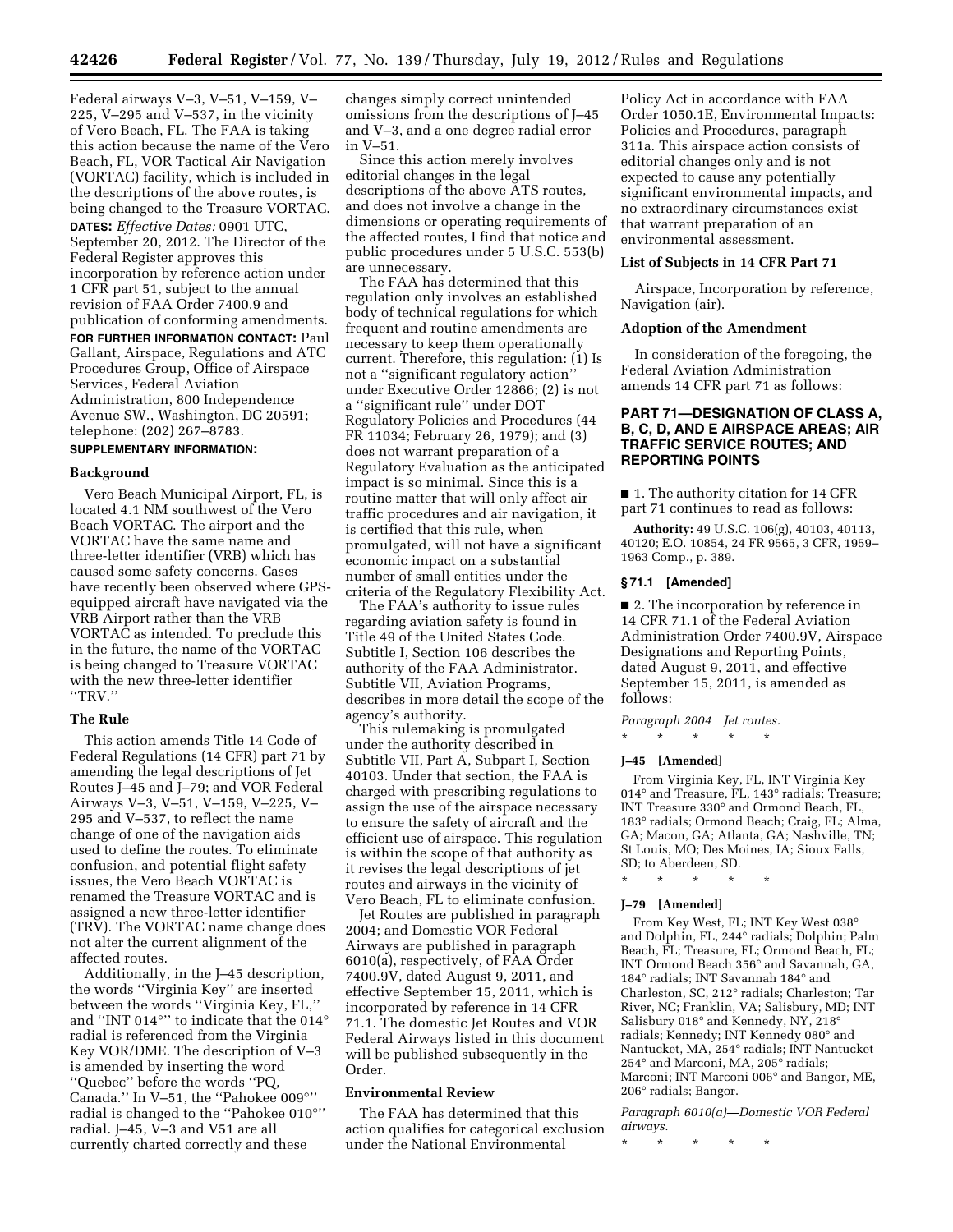Federal airways V–3, V–51, V–159, V–225, V–295 and V–537, in the vicinity of Vero Beach, FL. The FAA is taking this action because the name of the Vero Beach, FL, VOR Tactical Air Navigation (VORTAC) facility, which is included in the descriptions of the above routes, is being changed to the Treasure VORTAC.

**DATES:** *Effective Dates:* 0901 UTC, September 20, 2012. The Director of the Federal Register approves this incorporation by reference action under 1 CFR part 51, subject to the annual revision of FAA Order 7400.9 and publication of conforming amendments.

**FOR FURTHER INFORMATION CONTACT:** Paul Gallant, Airspace, Regulations and ATC Procedures Group, Office of Airspace Services, Federal Aviation Administration, 800 Independence Avenue SW., Washington, DC 20591; telephone: (202) 267–8783.

**SUPPLEMENTARY INFORMATION:**

### Background

Vero Beach Municipal Airport, FL, is located 4.1 NM southwest of the Vero Beach VORTAC. The airport and the VORTAC have the same name and three-letter identifier (VRB) which has caused some safety concerns. Cases have recently been observed where GPS-equipped aircraft have navigated via the VRB Airport rather than the VRB VORTAC as intended. To preclude this in the future, the name of the VORTAC is being changed to Treasure VORTAC with the new three-letter identifier ''TRV.''

### The Rule

This action amends Title 14 Code of Federal Regulations (14 CFR) part 71 by amending the legal descriptions of Jet Routes J–45 and J–79; and VOR Federal Airways V–3, V–51, V–159, V–225, V–295 and V–537, to reflect the name change of one of the navigation aids used to define the routes. To eliminate confusion, and potential flight safety issues, the Vero Beach VORTAC is renamed the Treasure VORTAC and is assigned a new three-letter identifier (TRV). The VORTAC name change does not alter the current alignment of the affected routes.

Additionally, in the J–45 description, the words ''Virginia Key'' are inserted between the words ''Virginia Key, FL,'' and ''INT 014°'' to indicate that the 014° radial is referenced from the Virginia Key VOR/DME. The description of V–3 is amended by inserting the word ''Quebec'' before the words ''PQ, Canada.'' In V–51, the ''Pahokee 009°'' radial is changed to the ''Pahokee 010°'' radial. J–45, V–3 and V51 are all currently charted correctly and these changes simply correct unintended omissions from the descriptions of J–45 and V–3, and a one degree radial error in V–51.

Since this action merely involves editorial changes in the legal descriptions of the above ATS routes, and does not involve a change in the dimensions or operating requirements of the affected routes, I find that notice and public procedures under 5 U.S.C. 553(b) are unnecessary.

The FAA has determined that this regulation only involves an established body of technical regulations for which frequent and routine amendments are necessary to keep them operationally current. Therefore, this regulation: (1) Is not a ''significant regulatory action'' under Executive Order 12866; (2) is not a ''significant rule'' under DOT Regulatory Policies and Procedures (44 FR 11034; February 26, 1979); and (3) does not warrant preparation of a Regulatory Evaluation as the anticipated impact is so minimal. Since this is a routine matter that will only affect air traffic procedures and air navigation, it is certified that this rule, when promulgated, will not have a significant economic impact on a substantial number of small entities under the criteria of the Regulatory Flexibility Act.

The FAA's authority to issue rules regarding aviation safety is found in Title 49 of the United States Code. Subtitle I, Section 106 describes the authority of the FAA Administrator. Subtitle VII, Aviation Programs, describes in more detail the scope of the agency's authority.

This rulemaking is promulgated under the authority described in Subtitle VII, Part A, Subpart I, Section 40103. Under that section, the FAA is charged with prescribing regulations to assign the use of the airspace necessary to ensure the safety of aircraft and the efficient use of airspace. This regulation is within the scope of that authority as it revises the legal descriptions of jet routes and airways in the vicinity of Vero Beach, FL to eliminate confusion.

Jet Routes are published in paragraph 2004; and Domestic VOR Federal Airways are published in paragraph 6010(a), respectively, of FAA Order 7400.9V, dated August 9, 2011, and effective September 15, 2011, which is incorporated by reference in 14 CFR 71.1. The domestic Jet Routes and VOR Federal Airways listed in this document will be published subsequently in the Order.

### Environmental Review

The FAA has determined that this action qualifies for categorical exclusion under the National Environmental Policy Act in accordance with FAA Order 1050.1E, Environmental Impacts: Policies and Procedures, paragraph 311a. This airspace action consists of editorial changes only and is not expected to cause any potentially significant environmental impacts, and no extraordinary circumstances exist that warrant preparation of an environmental assessment.

### List of Subjects in 14 CFR Part 71

Airspace, Incorporation by reference, Navigation (air).

### Adoption of the Amendment

In consideration of the foregoing, the Federal Aviation Administration amends 14 CFR part 71 as follows:

## PART 71—DESIGNATION OF CLASS A, B, C, D, AND E AIRSPACE AREAS; AIR TRAFFIC SERVICE ROUTES; AND REPORTING POINTS

■ 1. The authority citation for 14 CFR part 71 continues to read as follows:

**Authority:** 49 U.S.C. 106(g), 40103, 40113, 40120; E.O. 10854, 24 FR 9565, 3 CFR, 1959–1963 Comp., p. 389.

### § 71.1 [Amended]

■ 2. The incorporation by reference in 14 CFR 71.1 of the Federal Aviation Administration Order 7400.9V, Airspace Designations and Reporting Points, dated August 9, 2011, and effective September 15, 2011, is amended as follows:

*Paragraph 2004 Jet routes.*

\* \* \* \* \*

#### J–45 [Amended]

From Virginia Key, FL, INT Virginia Key 014° and Treasure, FL, 143° radials; Treasure; INT Treasure 330° and Ormond Beach, FL, 183° radials; Ormond Beach; Craig, FL; Alma, GA; Macon, GA; Atlanta, GA; Nashville, TN; St Louis, MO; Des Moines, IA; Sioux Falls, SD; to Aberdeen, SD.

\* \* \* \* \*

#### J–79 [Amended]

From Key West, FL; INT Key West 038° and Dolphin, FL, 244° radials; Dolphin; Palm Beach, FL; Treasure, FL; Ormond Beach, FL; INT Ormond Beach 356° and Savannah, GA, 184° radials; INT Savannah 184° and Charleston, SC, 212° radials; Charleston; Tar River, NC; Franklin, VA; Salisbury, MD; INT Salisbury 018° and Kennedy, NY, 218° radials; Kennedy; INT Kennedy 080° and Nantucket, MA, 254° radials; INT Nantucket 254° and Marconi, MA, 205° radials; Marconi; INT Marconi 006° and Bangor, ME, 206° radials; Bangor.

*Paragraph 6010(a)—Domestic VOR Federal airways.*

\* \* \* \* \*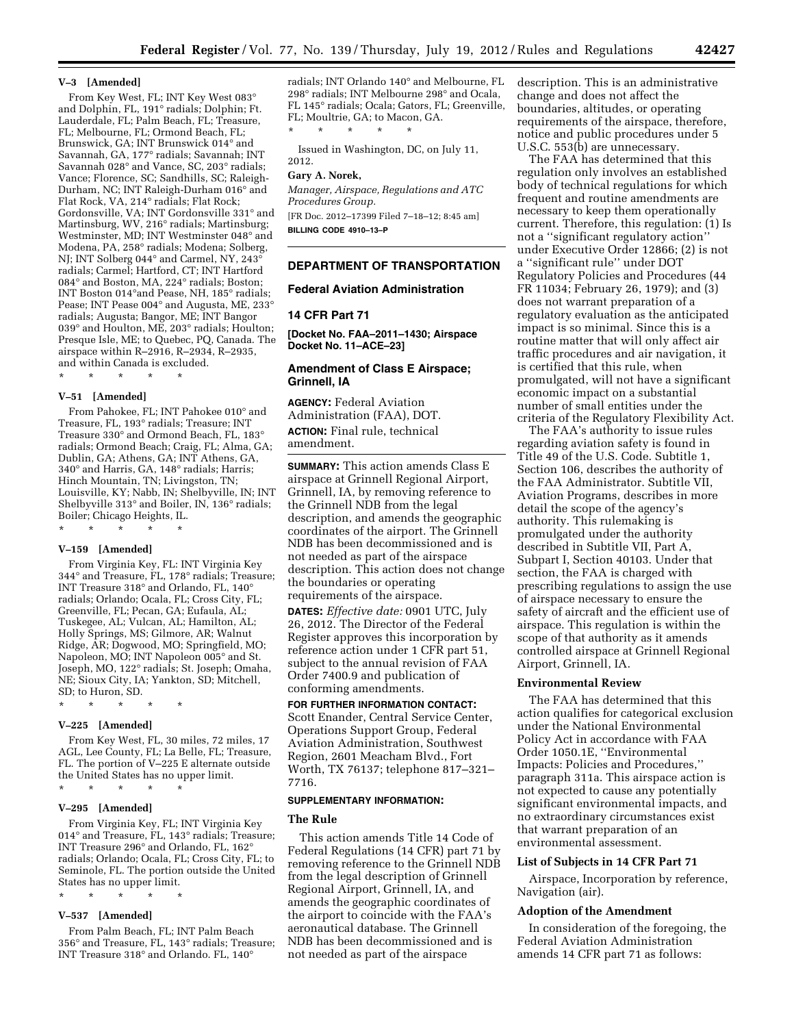**V–3 [Amended]**

From Key West, FL; INT Key West 083° and Dolphin, FL, 191° radials; Dolphin; Ft. Lauderdale, FL; Palm Beach, FL; Treasure, FL; Melbourne, FL; Ormond Beach, FL; Brunswick, GA; INT Brunswick 014° and Savannah, GA, 177° radials; Savannah; INT Savannah 028° and Vance, SC, 203° radials; Vance; Florence, SC; Sandhills, SC; Raleigh-Durham, NC; INT Raleigh-Durham 016° and Flat Rock, VA, 214° radials; Flat Rock; Gordonsville, VA; INT Gordonsville 331° and Martinsburg, WV, 216° radials; Martinsburg; Westminster, MD; INT Westminster 048° and Modena, PA, 258° radials; Modena; Solberg, NJ; INT Solberg 044° and Carmel, NY, 243° radials; Carmel; Hartford, CT; INT Hartford 084° and Boston, MA, 224° radials; Boston; INT Boston 014°and Pease, NH, 185° radials; Pease; INT Pease 004° and Augusta, ME, 233° radials; Augusta; Bangor, ME; INT Bangor 039° and Houlton, ME, 203° radials; Houlton; Presque Isle, ME; to Quebec, PQ, Canada. The airspace within R–2916, R–2934, R–2935, and within Canada is excluded.

\* \* \* \* \*

**V–51 [Amended]**

From Pahokee, FL; INT Pahokee 010° and Treasure, FL, 193° radials; Treasure; INT Treasure 330° and Ormond Beach, FL, 183° radials; Ormond Beach; Craig, FL; Alma, GA; Dublin, GA; Athens, GA; INT Athens, GA, 340° and Harris, GA, 148° radials; Harris; Hinch Mountain, TN; Livingston, TN; Louisville, KY; Nabb, IN; Shelbyville, IN; INT Shelbyville 313° and Boiler, IN, 136° radials; Boiler; Chicago Heights, IL.

\* \* \* \* \*

**V–159 [Amended]**

From Virginia Key, FL: INT Virginia Key 344° and Treasure, FL, 178° radials; Treasure; INT Treasure 318° and Orlando, FL, 140° radials; Orlando; Ocala, FL; Cross City, FL; Greenville, FL; Pecan, GA; Eufaula, AL; Tuskegee, AL; Vulcan, AL; Hamilton, AL; Holly Springs, MS; Gilmore, AR; Walnut Ridge, AR; Dogwood, MO; Springfield, MO; Napoleon, MO; INT Napoleon 005° and St. Joseph, MO, 122° radials; St. Joseph; Omaha, NE; Sioux City, IA; Yankton, SD; Mitchell, SD; to Huron, SD.

\* \* \* \* \*

**V–225 [Amended]**

From Key West, FL, 30 miles, 72 miles, 17 AGL, Lee County, FL; La Belle, FL; Treasure, FL. The portion of V–225 E alternate outside the United States has no upper limit.

\* \* \* \* \*

**V–295 [Amended]**

From Virginia Key, FL; INT Virginia Key 014° and Treasure, FL, 143° radials; Treasure; INT Treasure 296° and Orlando, FL, 162° radials; Orlando; Ocala, FL; Cross City, FL; to Seminole, FL. The portion outside the United States has no upper limit.

\* \* \* \* \*

**V–537 [Amended]**

From Palm Beach, FL; INT Palm Beach 356° and Treasure, FL, 143° radials; Treasure; INT Treasure 318° and Orlando. FL, 140° radials; INT Orlando 140° and Melbourne, FL 298° radials; INT Melbourne 298° and Ocala, FL 145° radials; Ocala; Gators, FL; Greenville, FL; Moultrie, GA; to Macon, GA.

\* \* \* \* \*

Issued in Washington, DC, on July 11, 2012.

**Gary A. Norek,**

*Manager, Airspace, Regulations and ATC Procedures Group.*

[FR Doc. 2012–17399 Filed 7–18–12; 8:45 am]

**BILLING CODE 4910–13–P**

## DEPARTMENT OF TRANSPORTATION

## Federal Aviation Administration

## 14 CFR Part 71

**[Docket No. FAA–2011–1430; Airspace Docket No. 11–ACE–23]**

## Amendment of Class E Airspace; Grinnell, IA

**AGENCY:** Federal Aviation Administration (FAA), DOT.

**ACTION:** Final rule, technical amendment.

**SUMMARY:** This action amends Class E airspace at Grinnell Regional Airport, Grinnell, IA, by removing reference to the Grinnell NDB from the legal description, and amends the geographic coordinates of the airport. The Grinnell NDB has been decommissioned and is not needed as part of the airspace description. This action does not change the boundaries or operating requirements of the airspace.

**DATES:** *Effective date:* 0901 UTC, July 26, 2012. The Director of the Federal Register approves this incorporation by reference action under 1 CFR part 51, subject to the annual revision of FAA Order 7400.9 and publication of conforming amendments.

**FOR FURTHER INFORMATION CONTACT:** Scott Enander, Central Service Center, Operations Support Group, Federal Aviation Administration, Southwest Region, 2601 Meacham Blvd., Fort Worth, TX 76137; telephone 817–321–7716.

**SUPPLEMENTARY INFORMATION:**

### The Rule

This action amends Title 14 Code of Federal Regulations (14 CFR) part 71 by removing reference to the Grinnell NDB from the legal description of Grinnell Regional Airport, Grinnell, IA, and amends the geographic coordinates of the airport to coincide with the FAA's aeronautical database. The Grinnell NDB has been decommissioned and is not needed as part of the airspace description. This is an administrative change and does not affect the boundaries, altitudes, or operating requirements of the airspace, therefore, notice and public procedures under 5 U.S.C. 553(b) are unnecessary.

The FAA has determined that this regulation only involves an established body of technical regulations for which frequent and routine amendments are necessary to keep them operationally current. Therefore, this regulation: (1) Is not a ''significant regulatory action'' under Executive Order 12866; (2) is not a ''significant rule'' under DOT Regulatory Policies and Procedures (44 FR 11034; February 26, 1979); and (3) does not warrant preparation of a regulatory evaluation as the anticipated impact is so minimal. Since this is a routine matter that will only affect air traffic procedures and air navigation, it is certified that this rule, when promulgated, will not have a significant economic impact on a substantial number of small entities under the criteria of the Regulatory Flexibility Act.

The FAA's authority to issue rules regarding aviation safety is found in Title 49 of the U.S. Code. Subtitle 1, Section 106, describes the authority of the FAA Administrator. Subtitle VII, Aviation Programs, describes in more detail the scope of the agency's authority. This rulemaking is promulgated under the authority described in Subtitle VII, Part A, Subpart I, Section 40103. Under that section, the FAA is charged with prescribing regulations to assign the use of airspace necessary to ensure the safety of aircraft and the efficient use of airspace. This regulation is within the scope of that authority as it amends controlled airspace at Grinnell Regional Airport, Grinnell, IA.

### Environmental Review

The FAA has determined that this action qualifies for categorical exclusion under the National Environmental Policy Act in accordance with FAA Order 1050.1E, ''Environmental Impacts: Policies and Procedures,'' paragraph 311a. This airspace action is not expected to cause any potentially significant environmental impacts, and no extraordinary circumstances exist that warrant preparation of an environmental assessment.

### List of Subjects in 14 CFR Part 71

Airspace, Incorporation by reference, Navigation (air).

### Adoption of the Amendment

In consideration of the foregoing, the Federal Aviation Administration amends 14 CFR part 71 as follows: